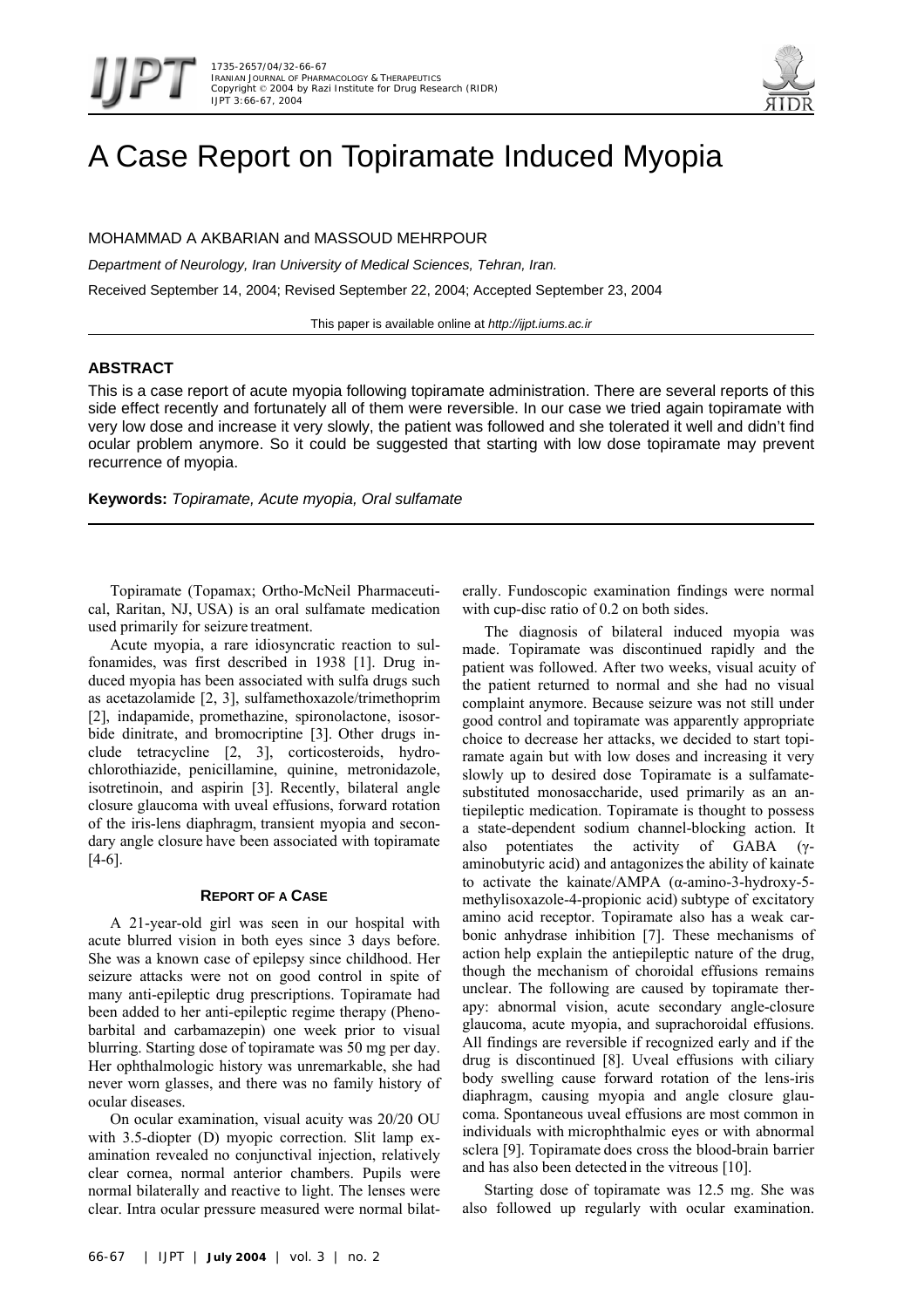# A Case Report on Topiramate Induced Myopia

MOHAMMAD A AKBARIAN and MASSOUD MEHRPOUR

*Department of Neurology, Iran University of Medical Sciences, Tehran, Iran.*

Received September 14, 2004; Revised September 22, 2004; Accepted September 23, 2004

This paper is available online at *http://ijpt.iums.ac.ir*

## ABSTRACT

This is a case report of acute myopia following topiramate administration. There are several reports of this side effect recently and fortunately all of them were reversible. In our case we tried again topiramate with very low dose and increase it very slowly, the patient was followed and she tolerated it well and didn't find ocular problem anymore. So it could be suggested that starting with low dose topiramate may prevent recurrence of myopia.

**Keywords:** *Topiramate, Acute myopia, Oral sulfamate*

Topiramate (Topamax; Ortho-McNeil Pharmaceutical, Raritan, NJ, USA) is an oral sulfamate medication used primarily for seizure treatment.

Acute myopia, a rare idiosyncratic reaction to sulfonamides, was first described in 1938 [1]. Drug induced myopia has been associated with sulfa drugs such as acetazolamide [2, 3], sulfamethoxazole/trimethoprim [2], indapamide, promethazine, spironolactone, isosorbide dinitrate, and bromocriptine [3]. Other drugs include tetracycline [2, 3], corticosteroids, hydrochlorothiazide, penicillamine, quinine, metronidazole, isotretinoin, and aspirin [3]. Recently, bilateral angle closure glaucoma with uveal effusions, forward rotation of the iris-lens diaphragm, transient myopia and secondary angle closure have been associated with topiramate [4-6].

### REPORT OF A CASE

A 21-year-old girl was seen in our hospital with acute blurred vision in both eyes since 3 days before. She was a known case of epilepsy since childhood. Her seizure attacks were not on good control in spite of many anti-epileptic drug prescriptions. Topiramate had been added to her anti-epileptic regime therapy (Phenobarbital and carbamazepin) one week prior to visual blurring. Starting dose of topiramate was 50 mg per day. Her ophthalmologic history was unremarkable, she had never worn glasses, and there was no family history of ocular diseases.

On ocular examination, visual acuity was 20/20 OU with 3.5-diopter (D) myopic correction. Slit lamp examination revealed no conjunctival injection, relatively clear cornea, normal anterior chambers. Pupils were normal bilaterally and reactive to light. The lenses were clear. Intra ocular pressure measured were normal bilaterally. Fundoscopic examination findings were normal with cup-disc ratio of 0.2 on both sides.

The diagnosis of bilateral induced myopia was made. Topiramate was discontinued rapidly and the patient was followed. After two weeks, visual acuity of the patient returned to normal and she had no visual complaint anymore. Because seizure was not still under good control and topiramate was apparently appropriate choice to decrease her attacks, we decided to start topiramate again but with low doses and increasing it very slowly up to desired dose Topiramate is a sulfamate-substituted monosaccharide, used primarily as an antiepileptic medication. Topiramate is thought to possess a state-dependent sodium channel-blocking action. It also potentiates the activity of GABA (γ-aminobutyric acid) and antagonizes the ability of kainate to activate the kainate/AMPA (α-amino-3-hydroxy-5-methylisoxazole-4-propionic acid) subtype of excitatory amino acid receptor. Topiramate also has a weak carbonic anhydrase inhibition [7]. These mechanisms of action help explain the antiepileptic nature of the drug, though the mechanism of choroidal effusions remains unclear. The following are caused by topiramate therapy: abnormal vision, acute secondary angle-closure glaucoma, acute myopia, and suprachoroidal effusions. All findings are reversible if recognized early and if the drug is discontinued [8]. Uveal effusions with ciliary body swelling cause forward rotation of the lens-iris diaphragm, causing myopia and angle closure glaucoma. Spontaneous uveal effusions are most common in individuals with microphthalmic eyes or with abnormal sclera [9]. Topiramate does cross the blood-brain barrier and has also been detected in the vitreous [10].

Starting dose of topiramate was 12.5 mg. She was also followed up regularly with ocular examination.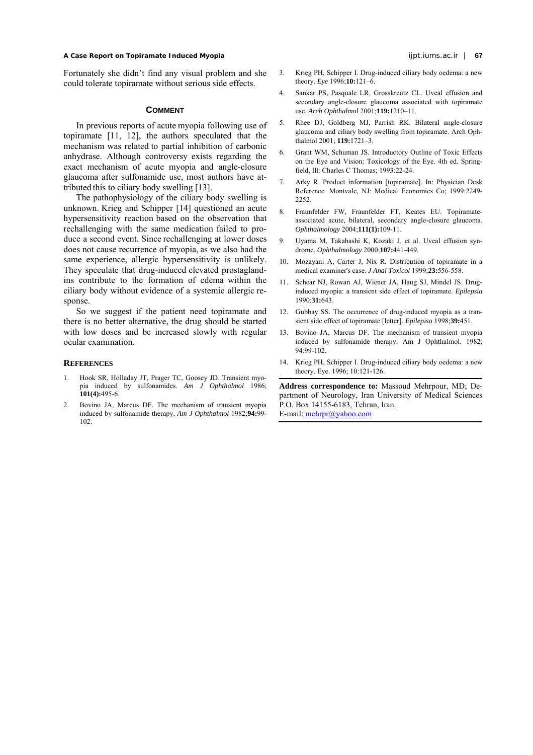Fortunately she didn't find any visual problem and she could tolerate topiramate without serious side effects.

## COMMENT

In previous reports of acute myopia following use of topiramate [11, 12], the authors speculated that the mechanism was related to partial inhibition of carbonic anhydrase. Although controversy exists regarding the exact mechanism of acute myopia and angle-closure glaucoma after sulfonamide use, most authors have attributed this to ciliary body swelling [13].

The pathophysiology of the ciliary body swelling is unknown. Krieg and Schipper [14] questioned an acute hypersensitivity reaction based on the observation that rechallenging with the same medication failed to produce a second event. Since rechallenging at lower doses does not cause recurrence of myopia, as we also had the same experience, allergic hypersensitivity is unlikely. They speculate that drug-induced elevated prostaglandins contribute to the formation of edema within the ciliary body without evidence of a systemic allergic response.

So we suggest if the patient need topiramate and there is no better alternative, the drug should be started with low doses and be increased slowly with regular ocular examination.

## REFERENCES

1. Hook SR, Holladay JT, Prager TC, Goosey JD. Transient myopia induced by sulfonamides. *Am J Ophthalmol* 1986; **101(4):**495-6.
2. Bovino JA, Marcus DF. The mechanism of transient myopia induced by sulfonamide therapy. *Am J Ophthalmol* 1982;**94:**99-102.
3. Krieg PH, Schipper I. Drug-induced ciliary body oedema: a new theory. *Eye* 1996;**10:**121–6.
4. Sankar PS, Pasquale LR, Grosskreutz CL. Uveal effusion and secondary angle-closure glaucoma associated with topiramate use. *Arch Ophthalmol* 2001;**119:**1210–11.
5. Rhee DJ, Goldberg MJ, Parrish RK. Bilateral angle-closure glaucoma and ciliary body swelling from topiramate. Arch Ophthalmol 2001; **119:**1721–3.
6. Grant WM, Schuman JS. Introductory Outline of Toxic Effects on the Eye and Vision: Toxicology of the Eye. 4th ed. Springfield, Ill: Charles C Thomas; 1993:22-24.
7. Arky R. Product information [topiramate]. In: Physician Desk Reference. Montvale, NJ: Medical Economics Co; 1999:2249-2252.
8. Fraunfelder FW, Fraunfelder FT, Keates EU. Topiramate-associated acute, bilateral, secondary angle-closure glaucoma. *Ophthalmology* 2004;**111(1):**109-11.
9. Uyama M, Takahashi K, Kozaki J, et al. Uveal effusion syndrome. *Ophthalmology* 2000;**107:**441-449.
10. Mozayani A, Carter J, Nix R. Distribution of topiramate in a medical examiner's case. *J Anal Toxicol* 1999;**23:**556-558.
11. Schear NJ, Rowan AJ, Wiener JA, Haug SJ, Mindel JS. Drug-induced myopia: a transient side effect of topiramate. *Epilepsia* 1990;**31:**643.
12. Gubbay SS. The occurrence of drug-induced myopia as a transient side effect of topiramate [letter]. *Epilepisa* 1998;**39:**451.
13. Bovino JA, Marcus DF. The mechanism of transient myopia induced by sulfonamide therapy. Am J Ophthalmol. 1982; 94:99-102.
14. Krieg PH, Schipper I. Drug-induced ciliary body oedema: a new theory. Eye. 1996; 10:121-126.

**Address correspondence to:** Massoud Mehrpour, MD; Department of Neurology, Iran University of Medical Sciences P.O. Box 14155-6183, Tehran, Iran.
E-mail: mehrpr@yahoo.com